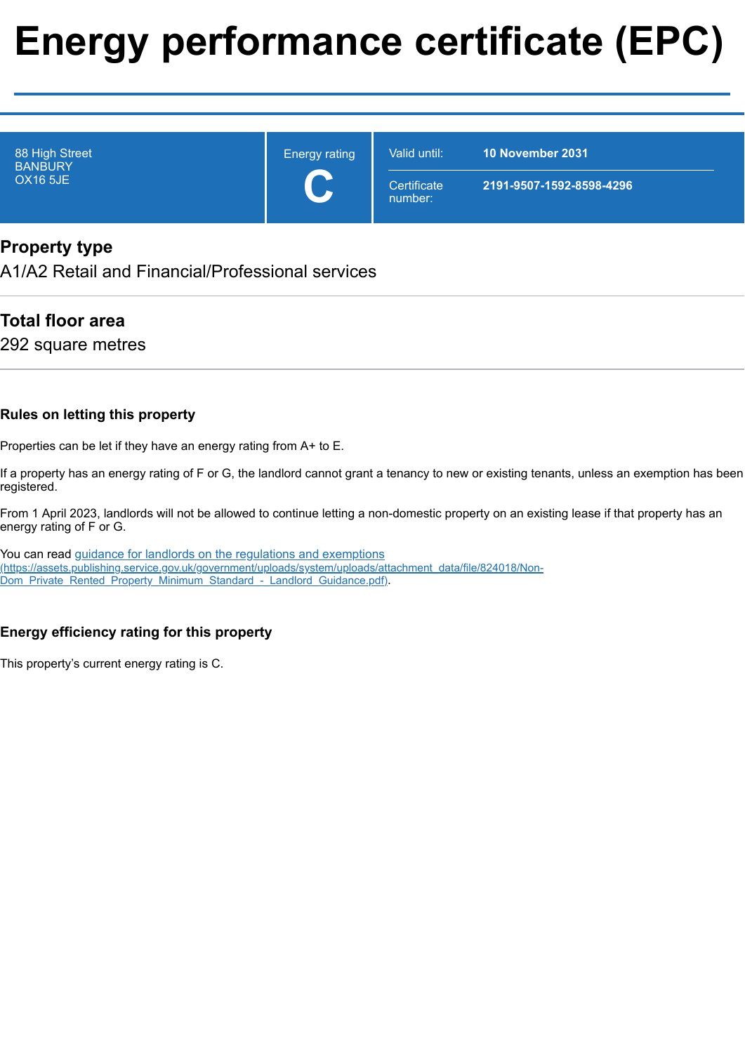# Energy performance certificate (EPC)

88 High Street
BANBURY
OX16 5JE

Energy rating

**C**

| Valid until: | **10 November 2031** |
|---|---|
| Certificate number: | **2191-9507-1592-8598-4296** |

## Property type

A1/A2 Retail and Financial/Professional services

## Total floor area

292 square metres

### Rules on letting this property

Properties can be let if they have an energy rating from A+ to E.

If a property has an energy rating of F or G, the landlord cannot grant a tenancy to new or existing tenants, unless an exemption has been registered.

From 1 April 2023, landlords will not be allowed to continue letting a non-domestic property on an existing lease if that property has an energy rating of F or G.

You can read guidance for landlords on the regulations and exemptions (https://assets.publishing.service.gov.uk/government/uploads/system/uploads/attachment_data/file/824018/Non-Dom_Private_Rented_Property_Minimum_Standard_-_Landlord_Guidance.pdf).

### Energy efficiency rating for this property

This property's current energy rating is C.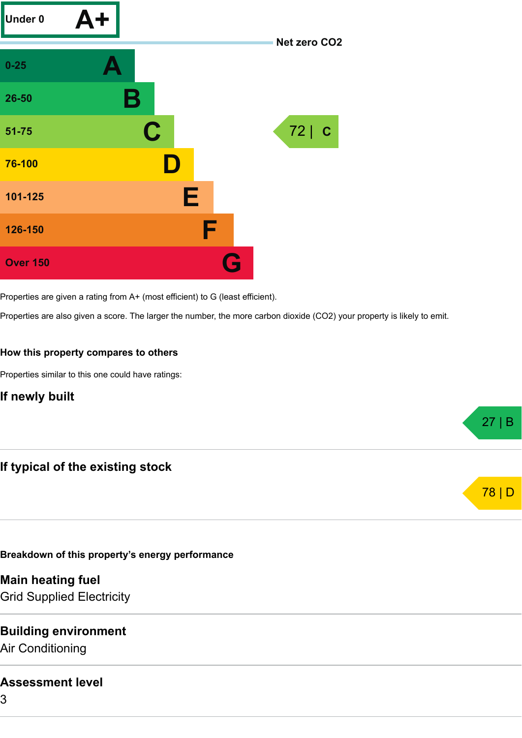| Score | Rating | This property |
| --- | --- | --- |
| Under 0 | A+ | |
| *Net zero $CO_2$* | | |
| 0-25 | A | |
| 26-50 | B | |
| 51-75 | C | 72 \| C |
| 76-100 | D | |
| 101-125 | E | |
| 126-150 | F | |
| Over 150 | G | |

Properties are given a rating from A+ (most efficient) to G (least efficient).

Properties are also given a score. The larger the number, the more carbon dioxide ($CO_2$) your property is likely to emit.

### How this property compares to others

Properties similar to this one could have ratings:

#### If newly built

27 | B

#### If typical of the existing stock

78 | D

### Breakdown of this property's energy performance

**Main heating fuel**
Grid Supplied Electricity

**Building environment**
Air Conditioning

**Assessment level**
3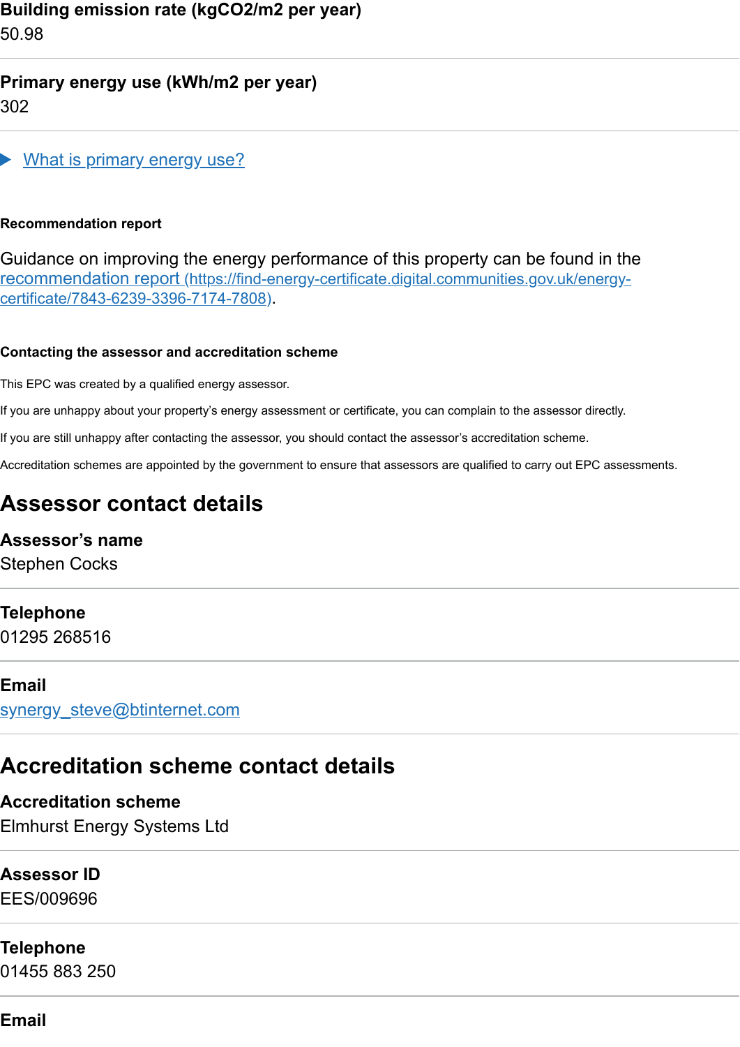**Building emission rate (kgCO2/m2 per year)**
50.98

**Primary energy use (kWh/m2 per year)**
302

What is primary energy use?

#### Recommendation report

Guidance on improving the energy performance of this property can be found in the [recommendation report (https://find-energy-certificate.digital.communities.gov.uk/energy-certificate/7843-6239-3396-7174-7808)](https://find-energy-certificate.digital.communities.gov.uk/energy-certificate/7843-6239-3396-7174-7808).

#### Contacting the assessor and accreditation scheme

This EPC was created by a qualified energy assessor.

If you are unhappy about your property's energy assessment or certificate, you can complain to the assessor directly.

If you are still unhappy after contacting the assessor, you should contact the assessor's accreditation scheme.

Accreditation schemes are appointed by the government to ensure that assessors are qualified to carry out EPC assessments.

## Assessor contact details

**Assessor's name**
Stephen Cocks

**Telephone**
01295 268516

**Email**
synergy_steve@btinternet.com

## Accreditation scheme contact details

**Accreditation scheme**
Elmhurst Energy Systems Ltd

**Assessor ID**
EES/009696

**Telephone**
01455 883 250

**Email**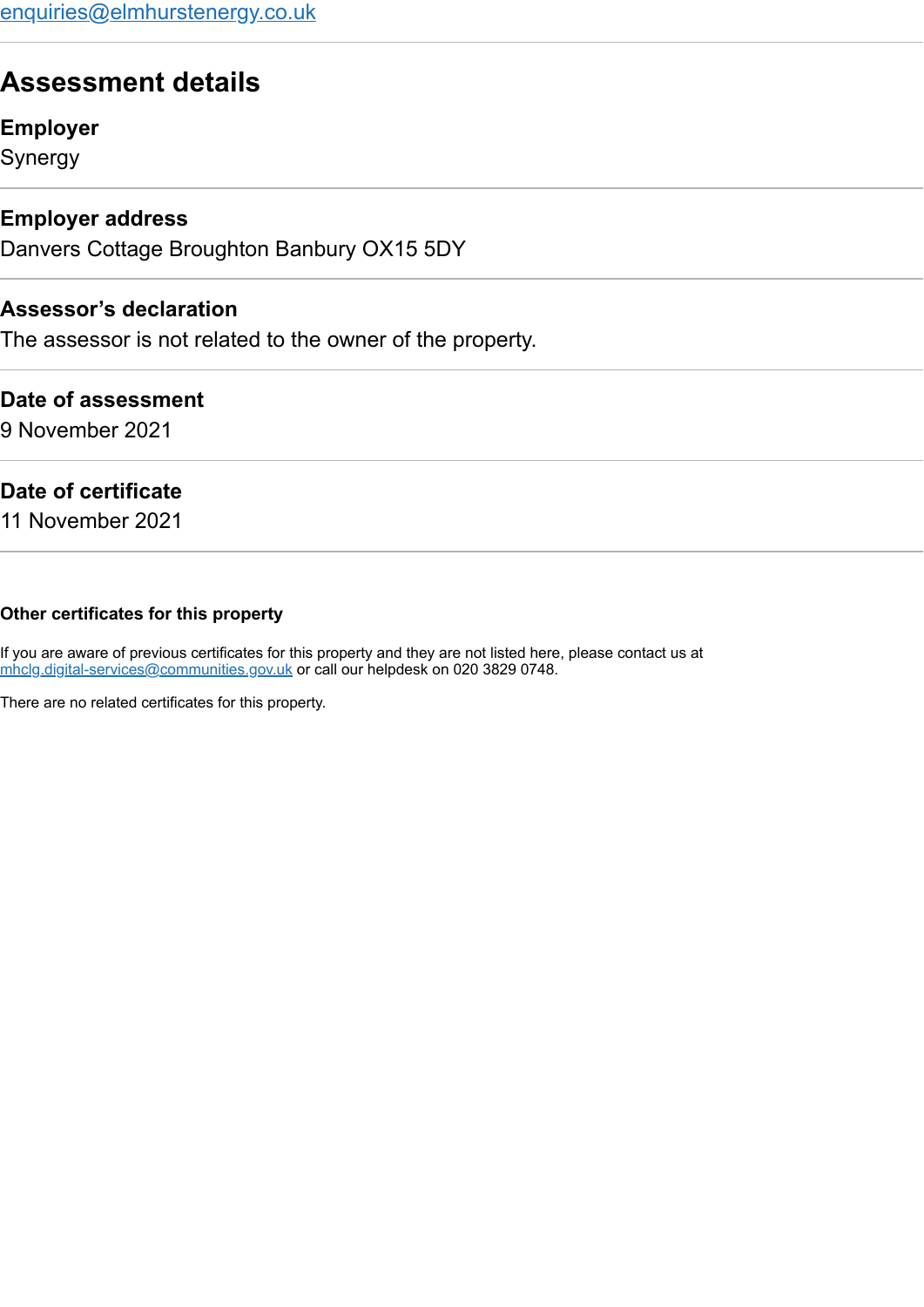[enquiries@elmhurstenergy.co.uk](mailto:enquiries@elmhurstenergy.co.uk)

## Assessment details

**Employer**
Synergy

**Employer address**
Danvers Cottage Broughton Banbury OX15 5DY

**Assessor's declaration**
The assessor is not related to the owner of the property.

**Date of assessment**
9 November 2021

**Date of certificate**
11 November 2021

#### Other certificates for this property

If you are aware of previous certificates for this property and they are not listed here, please contact us at [mhclg.digital-services@communities.gov.uk](mailto:mhclg.digital-services@communities.gov.uk) or call our helpdesk on 020 3829 0748.

There are no related certificates for this property.